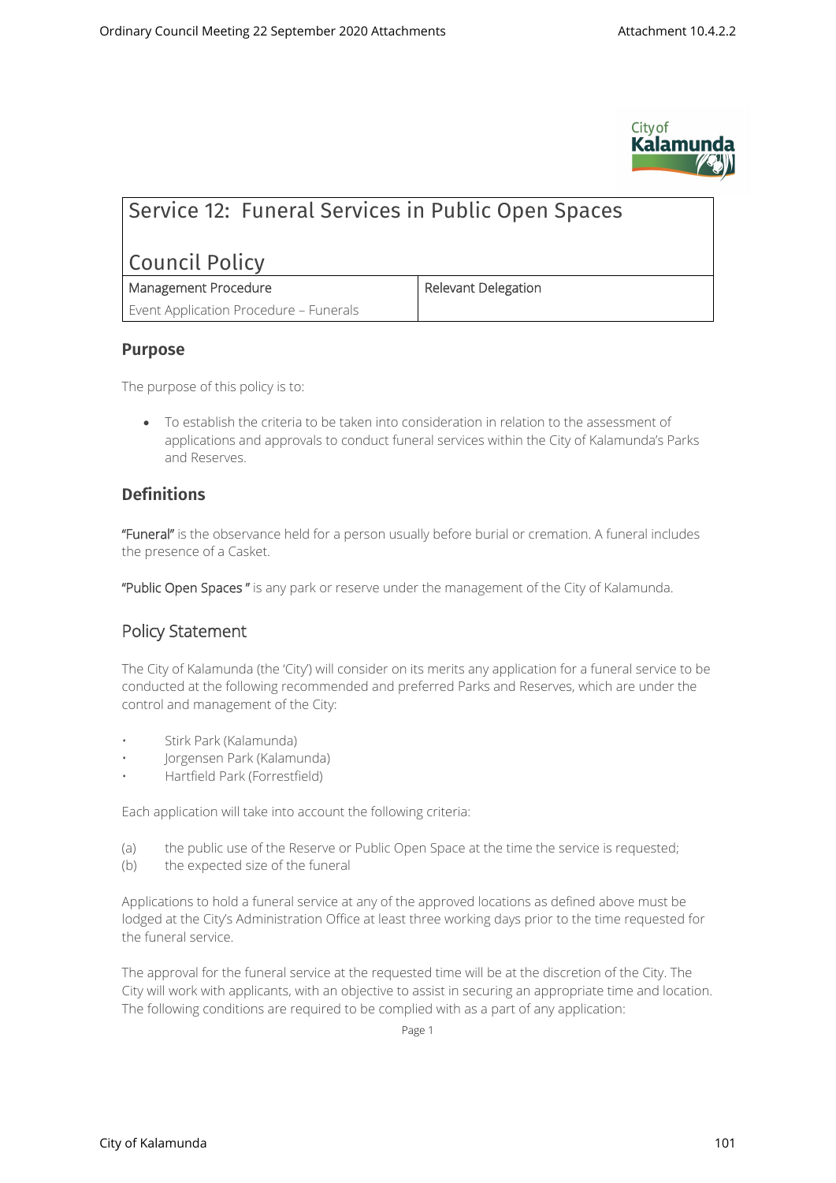# Service 12: Funeral Services in Public Open Spaces

## Council Policy

| Management Procedure | Relevant Delegation |
| --- | --- |
| Event Application Procedure – Funerals | |

### Purpose

The purpose of this policy is to:

- To establish the criteria to be taken into consideration in relation to the assessment of applications and approvals to conduct funeral services within the City of Kalamunda's Parks and Reserves.

### Definitions

**"Funeral"** is the observance held for a person usually before burial or cremation. A funeral includes the presence of a Casket.

**"Public Open Spaces "** is any park or reserve under the management of the City of Kalamunda.

## Policy Statement

The City of Kalamunda (the 'City') will consider on its merits any application for a funeral service to be conducted at the following recommended and preferred Parks and Reserves, which are under the control and management of the City:

- Stirk Park (Kalamunda)
- Jorgensen Park (Kalamunda)
- Hartfield Park (Forrestfield)

Each application will take into account the following criteria:

(a) the public use of the Reserve or Public Open Space at the time the service is requested;
(b) the expected size of the funeral

Applications to hold a funeral service at any of the approved locations as defined above must be lodged at the City's Administration Office at least three working days prior to the time requested for the funeral service.

The approval for the funeral service at the requested time will be at the discretion of the City. The City will work with applicants, with an objective to assist in securing an appropriate time and location. The following conditions are required to be complied with as a part of any application: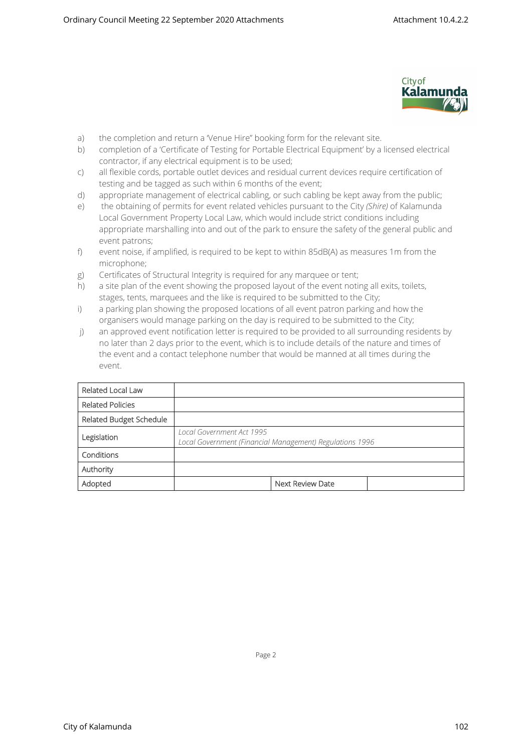a) the completion and return a 'Venue Hire" booking form for the relevant site.
b) completion of a 'Certificate of Testing for Portable Electrical Equipment' by a licensed electrical contractor, if any electrical equipment is to be used;
c) all flexible cords, portable outlet devices and residual current devices require certification of testing and be tagged as such within 6 months of the event;
d) appropriate management of electrical cabling, or such cabling be kept away from the public;
e) the obtaining of permits for event related vehicles pursuant to the City *(Shire)* of Kalamunda Local Government Property Local Law, which would include strict conditions including appropriate marshalling into and out of the park to ensure the safety of the general public and event patrons;
f) event noise, if amplified, is required to be kept to within 85dB(A) as measures 1m from the microphone;
g) Certificates of Structural Integrity is required for any marquee or tent;
h) a site plan of the event showing the proposed layout of the event noting all exits, toilets, stages, tents, marquees and the like is required to be submitted to the City;
i) a parking plan showing the proposed locations of all event patron parking and how the organisers would manage parking on the day is required to be submitted to the City;
j) an approved event notification letter is required to be provided to all surrounding residents by no later than 2 days prior to the event, which is to include details of the nature and times of the event and a contact telephone number that would be manned at all times during the event.

| | | | |
|---|---|---|---|
| Related Local Law | | | |
| Related Policies | | | |
| Related Budget Schedule | | | |
| Legislation | *Local Government Act 1995*<br>*Local Government (Financial Management) Regulations 1996* | | |
| Conditions | | | |
| Authority | | | |
| Adopted | | Next Review Date | |